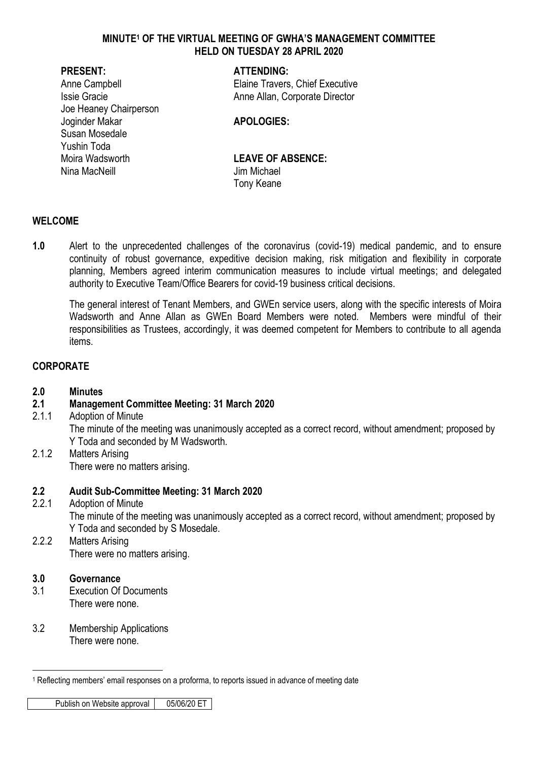# MINUTE[1] OF THE VIRTUAL MEETING OF GWHA'S MANAGEMENT COMMITTEE HELD ON TUESDAY 28 APRIL 2020

**PRESENT:**

Anne Campbell
Issie Gracie
Joe Heaney Chairperson
Joginder Makar
Susan Mosedale
Yushin Toda
Moira Wadsworth
Nina MacNeill

**ATTENDING:**

Elaine Travers, Chief Executive
Anne Allan, Corporate Director

**APOLOGIES:**

**LEAVE OF ABSENCE:**

Jim Michael
Tony Keane

## WELCOME

**1.0** Alert to the unprecedented challenges of the coronavirus (covid-19) medical pandemic, and to ensure continuity of robust governance, expeditive decision making, risk mitigation and flexibility in corporate planning, Members agreed interim communication measures to include virtual meetings; and delegated authority to Executive Team/Office Bearers for covid-19 business critical decisions.

The general interest of Tenant Members, and GWEn service users, along with the specific interests of Moira Wadsworth and Anne Allan as GWEn Board Members were noted. Members were mindful of their responsibilities as Trustees, accordingly, it was deemed competent for Members to contribute to all agenda items.

## CORPORATE

### 2.0 Minutes

### 2.1 Management Committee Meeting: 31 March 2020

2.1.1 Adoption of Minute
The minute of the meeting was unanimously accepted as a correct record, without amendment; proposed by Y Toda and seconded by M Wadsworth.

2.1.2 Matters Arising
There were no matters arising.

### 2.2 Audit Sub-Committee Meeting: 31 March 2020

2.2.1 Adoption of Minute
The minute of the meeting was unanimously accepted as a correct record, without amendment; proposed by Y Toda and seconded by S Mosedale.

2.2.2 Matters Arising
There were no matters arising.

### 3.0 Governance

3.1 Execution Of Documents
There were none.

3.2 Membership Applications
There were none.

[1] Reflecting members' email responses on a proforma, to reports issued in advance of meeting date

| Publish on Website approval | 05/06/20 ET |
|---|---|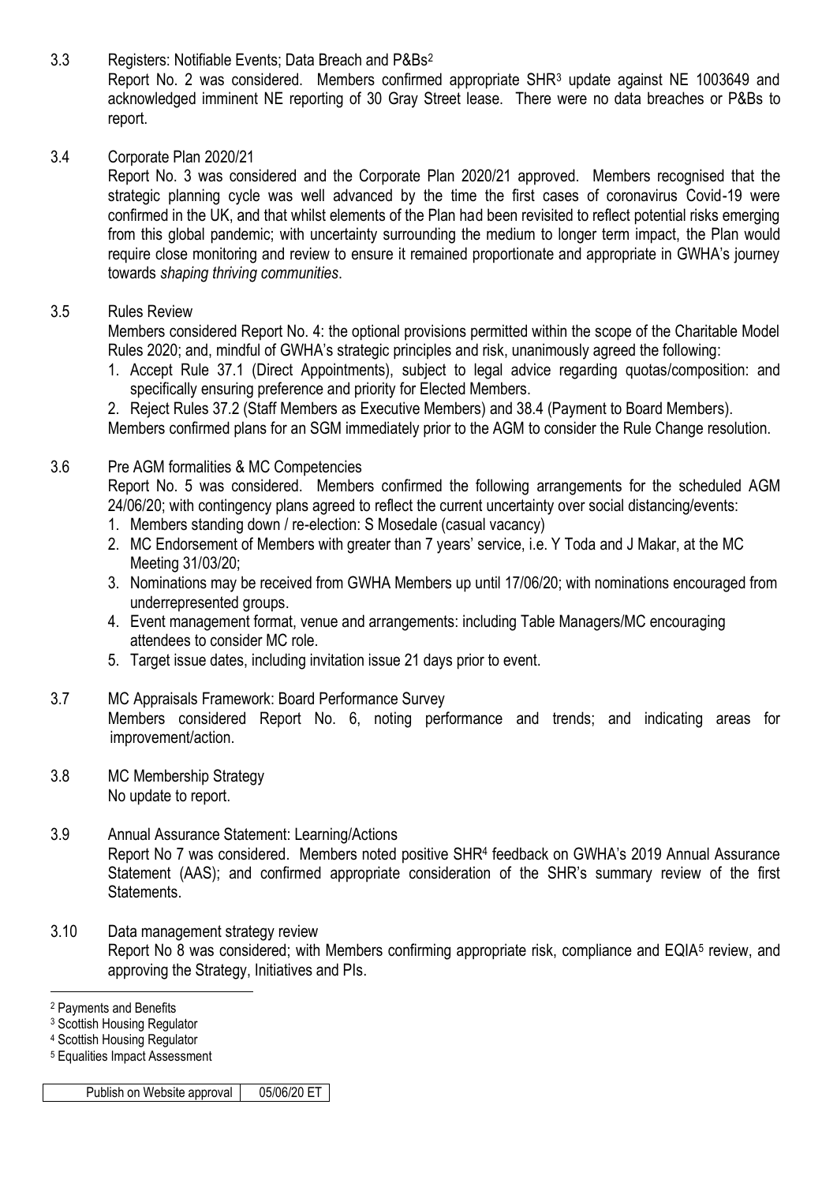### 3.3 Registers: Notifiable Events; Data Breach and P&Bs[2]

Report No. 2 was considered. Members confirmed appropriate SHR[3] update against NE 1003649 and acknowledged imminent NE reporting of 30 Gray Street lease. There were no data breaches or P&Bs to report.

### 3.4 Corporate Plan 2020/21

Report No. 3 was considered and the Corporate Plan 2020/21 approved. Members recognised that the strategic planning cycle was well advanced by the time the first cases of coronavirus Covid-19 were confirmed in the UK, and that whilst elements of the Plan had been revisited to reflect potential risks emerging from this global pandemic; with uncertainty surrounding the medium to longer term impact, the Plan would require close monitoring and review to ensure it remained proportionate and appropriate in GWHA's journey towards *shaping thriving communities*.

### 3.5 Rules Review

Members considered Report No. 4: the optional provisions permitted within the scope of the Charitable Model Rules 2020; and, mindful of GWHA's strategic principles and risk, unanimously agreed the following:

1. Accept Rule 37.1 (Direct Appointments), subject to legal advice regarding quotas/composition: and specifically ensuring preference and priority for Elected Members.
2. Reject Rules 37.2 (Staff Members as Executive Members) and 38.4 (Payment to Board Members).

Members confirmed plans for an SGM immediately prior to the AGM to consider the Rule Change resolution.

### 3.6 Pre AGM formalities & MC Competencies

Report No. 5 was considered. Members confirmed the following arrangements for the scheduled AGM 24/06/20; with contingency plans agreed to reflect the current uncertainty over social distancing/events:

1. Members standing down / re-election: S Mosedale (casual vacancy)
2. MC Endorsement of Members with greater than 7 years' service, i.e. Y Toda and J Makar, at the MC Meeting 31/03/20;
3. Nominations may be received from GWHA Members up until 17/06/20; with nominations encouraged from underrepresented groups.
4. Event management format, venue and arrangements: including Table Managers/MC encouraging attendees to consider MC role.
5. Target issue dates, including invitation issue 21 days prior to event.

### 3.7 MC Appraisals Framework: Board Performance Survey

Members considered Report No. 6, noting performance and trends; and indicating areas for improvement/action.

### 3.8 MC Membership Strategy

No update to report.

### 3.9 Annual Assurance Statement: Learning/Actions

Report No 7 was considered. Members noted positive SHR[4] feedback on GWHA's 2019 Annual Assurance Statement (AAS); and confirmed appropriate consideration of the SHR's summary review of the first Statements.

### 3.10 Data management strategy review

Report No 8 was considered; with Members confirming appropriate risk, compliance and EQIA[5] review, and approving the Strategy, Initiatives and PIs.

---

[2] Payments and Benefits
[3] Scottish Housing Regulator
[4] Scottish Housing Regulator
[5] Equalities Impact Assessment

| Publish on Website approval | 05/06/20 ET |
|---|---|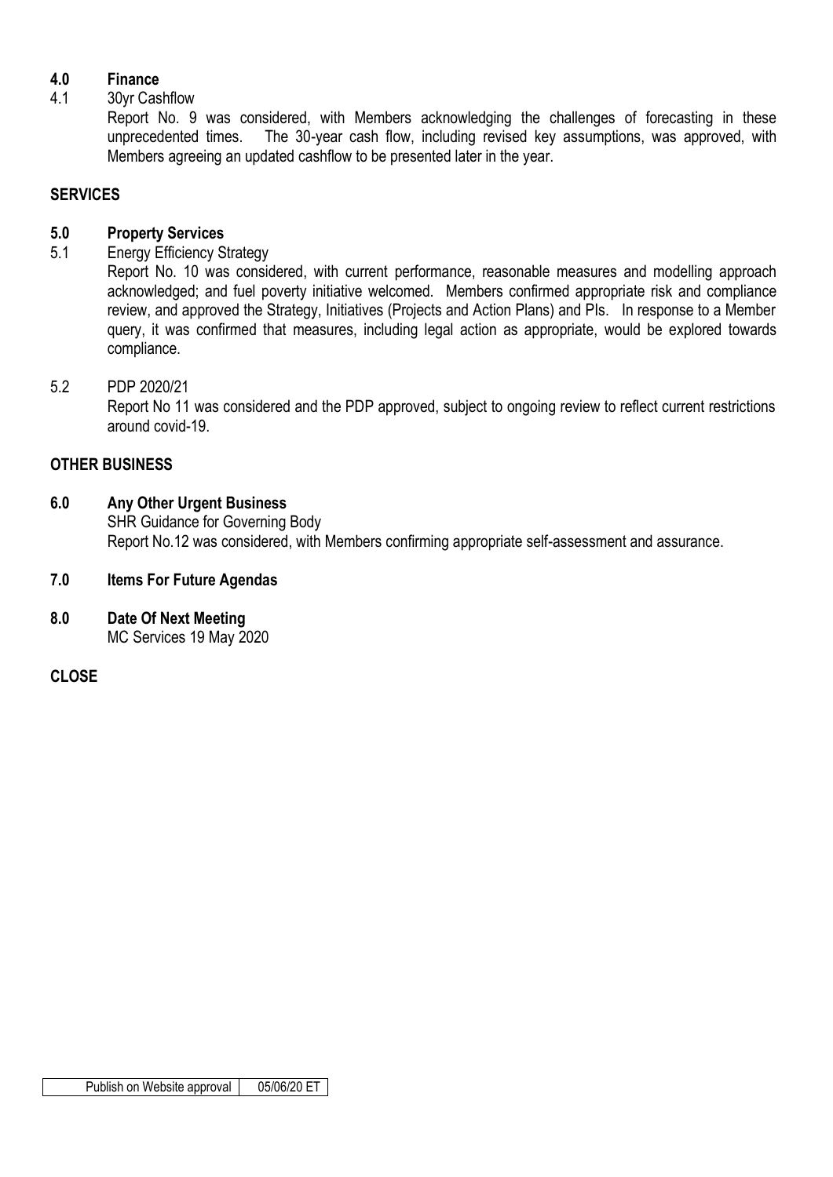## 4.0 Finance

4.1 30yr Cashflow

Report No. 9 was considered, with Members acknowledging the challenges of forecasting in these unprecedented times. The 30-year cash flow, including revised key assumptions, was approved, with Members agreeing an updated cashflow to be presented later in the year.

# SERVICES

## 5.0 Property Services

5.1 Energy Efficiency Strategy

Report No. 10 was considered, with current performance, reasonable measures and modelling approach acknowledged; and fuel poverty initiative welcomed. Members confirmed appropriate risk and compliance review, and approved the Strategy, Initiatives (Projects and Action Plans) and PIs. In response to a Member query, it was confirmed that measures, including legal action as appropriate, would be explored towards compliance.

5.2 PDP 2020/21

Report No 11 was considered and the PDP approved, subject to ongoing review to reflect current restrictions around covid-19.

# OTHER BUSINESS

## 6.0 Any Other Urgent Business

SHR Guidance for Governing Body

Report No.12 was considered, with Members confirming appropriate self-assessment and assurance.

## 7.0 Items For Future Agendas

## 8.0 Date Of Next Meeting

MC Services 19 May 2020

**CLOSE**

| | |
|---|---|
| Publish on Website approval | 05/06/20 ET |